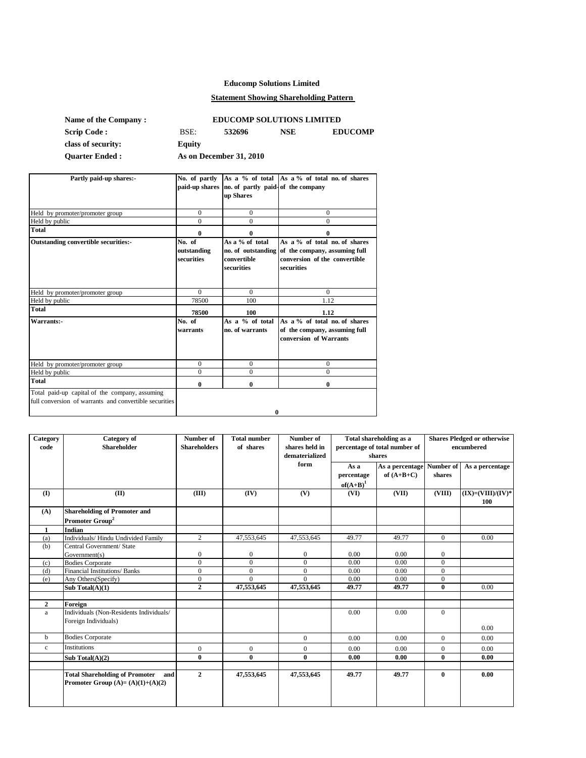# Educomp Solutions Limited

## Statement Showing Shareholding Pattern

| | | | | |
|---|---|---|---|---|
| **Name of the Company :** | **EDUCOMP SOLUTIONS LIMITED** | | | |
| **Scrip Code :** | BSE: | **532696** | **NSE** | **EDUCOMP** |
| **class of security:** | **Equity** | | | |
| **Quarter Ended :** | **As on December 31, 2010** | | | |

| **Partly paid-up shares:-** | **No. of partly paid-up shares** | **As a % of total no. of partly paid-up Shares** | **As a % of total no. of shares of the company** |
|---|---|---|---|
| Held by promoter/promoter group | 0 | 0 | 0 |
| Held by public | 0 | 0 | 0 |
| **Total** | **0** | **0** | **0** |
| **Outstanding convertible securities:-** | **No. of outstanding securities** | **As a % of total no. of outstanding convertible securities** | **As a % of total no. of shares of the company, assuming full conversion of the convertible securities** |
| Held by promoter/promoter group | 0 | 0 | 0 |
| Held by public | 78500 | 100 | 1.12 |
| **Total** | **78500** | **100** | **1.12** |
| **Warrants:-** | **No. of warrants** | **As a % of total no. of warrants** | **As a % of total no. of shares of the company, assuming full conversion of Warrants** |
| Held by promoter/promoter group | 0 | 0 | 0 |
| Held by public | 0 | 0 | 0 |
| **Total** | **0** | **0** | **0** |
| Total paid-up capital of the company, assuming full conversion of warrants and convertible securities | **0** | | |

| **Category code** | **Category of Shareholder** | **Number of Shareholders** | **Total number of shares** | **Number of shares held in dematerialized form** | **Total shareholding as a percentage of total number of shares** | | **Shares Pledged or otherwise encumbered** | |
|---|---|---|---|---|---|---|---|---|
| | | | | | **As a percentage of(A+B)[1]** | **As a percentage of (A+B+C)** | **Number of shares** | **As a percentage** |
| **(I)** | **(II)** | **(III)** | **(IV)** | **(V)** | **(VI)** | **(VII)** | **(VIII)** | **(IX)=(VIII)/(IV)*100** |
| **(A)** | **Shareholding of Promoter and Promoter Group[2]** | | | | | | | |
| **1** | **Indian** | | | | | | | |
| (a) | Individuals/ Hindu Undivided Family | 2 | 47,553,645 | 47,553,645 | 49.77 | 49.77 | 0 | 0.00 |
| (b) | Central Government/ State Government(s) | 0 | 0 | 0 | 0.00 | 0.00 | 0 | |
| (c) | Bodies Corporate | 0 | 0 | 0 | 0.00 | 0.00 | 0 | |
| (d) | Financial Institutions/ Banks | 0 | 0 | 0 | 0.00 | 0.00 | 0 | |
| (e) | Any Others(Specify) | 0 | 0 | 0 | 0.00 | 0.00 | 0 | |
| | **Sub Total(A)(1)** | **2** | **47,553,645** | **47,553,645** | **49.77** | **49.77** | **0** | 0.00 |
| **2** | **Foreign** | | | | | | | |
| a | Individuals (Non-Residents Individuals/ Foreign Individuals) | | | | 0.00 | 0.00 | 0 | 0.00 |
| b | Bodies Corporate | | | 0 | 0.00 | 0.00 | 0 | 0.00 |
| c | Institutions | 0 | 0 | 0 | 0.00 | 0.00 | 0 | 0.00 |
| | **Sub Total(A)(2)** | **0** | **0** | **0** | **0.00** | **0.00** | **0** | **0.00** |
| | **Total Shareholding of Promoter and Promoter Group (A)= (A)(1)+(A)(2)** | **2** | **47,553,645** | **47,553,645** | **49.77** | **49.77** | **0** | **0.00** |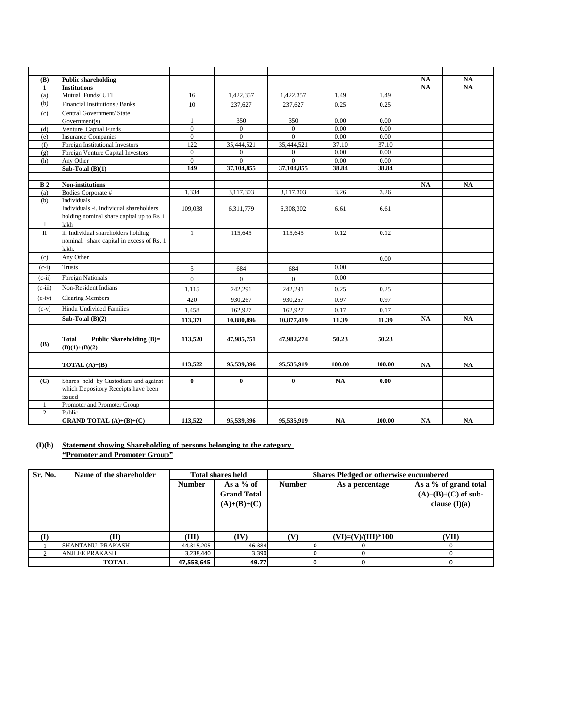| | | | | | | | | |
|---|---|---|---|---|---|---|---|---|
| **(B)** | **Public shareholding** | | | | | | **NA** | **NA** |
| **1** | **Institutions** | | | | | | **NA** | **NA** |
| (a) | Mutual Funds/ UTI | 16 | 1,422,357 | 1,422,357 | 1.49 | 1.49 | | |
| (b) | Financial Institutions / Banks | 10 | 237,627 | 237,627 | 0.25 | 0.25 | | |
| (c) | Central Government/ State Government(s) | 1 | 350 | 350 | 0.00 | 0.00 | | |
| (d) | Venture Capital Funds | 0 | 0 | 0 | 0.00 | 0.00 | | |
| (e) | Insurance Companies | 0 | 0 | 0 | 0.00 | 0.00 | | |
| (f) | Foreign Institutional Investors | 122 | 35,444,521 | 35,444,521 | 37.10 | 37.10 | | |
| (g) | Foreign Venture Capital Investors | 0 | 0 | 0 | 0.00 | 0.00 | | |
| (h) | Any Other | 0 | 0 | 0 | 0.00 | 0.00 | | |
| | **Sub-Total (B)(1)** | **149** | **37,104,855** | **37,104,855** | **38.84** | **38.84** | | |
| | | | | | | | | |
| **B 2** | **Non-institutions** | | | | | | **NA** | **NA** |
| (a) | Bodies Corporate # | 1,334 | 3,117,303 | 3,117,303 | 3.26 | 3.26 | | |
| (b) | Individuals | | | | | | | |
| I | Individuals -i. Individual shareholders holding nominal share capital up to Rs 1 lakh | 109,038 | 6,311,779 | 6,308,302 | 6.61 | 6.61 | | |
| II | ii. Individual shareholders holding nominal share capital in excess of Rs. 1 lakh. | 1 | 115,645 | 115,645 | 0.12 | 0.12 | | |
| (c) | Any Other | | | | | 0.00 | | |
| (c-i) | Trusts | 5 | 684 | 684 | 0.00 | | | |
| (c-ii) | Foreign Nationals | 0 | 0 | 0 | 0.00 | | | |
| (c-iii) | Non-Resident Indians | 1,115 | 242,291 | 242,291 | 0.25 | 0.25 | | |
| (c-iv) | Clearing Members | 420 | 930,267 | 930,267 | 0.97 | 0.97 | | |
| (c-v) | Hindu Undivided Families | 1,458 | 162,927 | 162,927 | 0.17 | 0.17 | | |
| | **Sub-Total (B)(2)** | **113,371** | **10,880,896** | **10,877,419** | **11.39** | **11.39** | **NA** | **NA** |
| | | | | | | | | |
| **(B)** | **Total Public Shareholding (B)= (B)(1)+(B)(2)** | **113,520** | **47,985,751** | **47,982,274** | **50.23** | **50.23** | | |
| | | | | | | | | |
| | **TOTAL (A)+(B)** | **113,522** | **95,539,396** | **95,535,919** | **100.00** | **100.00** | **NA** | **NA** |
| | | | | | | | | |
| **(C)** | Shares held by Custodians and against which Depository Receipts have been issued | **0** | **0** | **0** | **NA** | **0.00** | | |
| 1 | Promoter and Promoter Group | | | | | | | |
| 2 | Public | | | | | | | |
| | **GRAND TOTAL (A)+(B)+(C)** | **113,522** | **95,539,396** | **95,535,919** | **NA** | **100.00** | **NA** | **NA** |

**(I)(b) Statement showing Shareholding of persons belonging to the category "Promoter and Promoter Group"**

| Sr. No. | Name of the shareholder | Total shares held | | Shares Pledged or otherwise encumbered | | |
|---|---|---|---|---|---|---|
| | | Number | As a % of Grand Total (A)+(B)+(C) | Number | As a percentage | As a % of grand total (A)+(B)+(C) of sub-clause (I)(a) |
| (I) | (II) | (III) | (IV) | (V) | (VI)=(V)/(III)*100 | (VII) |
| 1 | SHANTANU PRAKASH | 44,315,205 | 46.384 | 0 | 0 | 0 |
| 2 | ANJLEE PRAKASH | 3,238,440 | 3.390 | 0 | 0 | 0 |
| | **TOTAL** | **47,553,645** | **49.77** | 0 | 0 | 0 |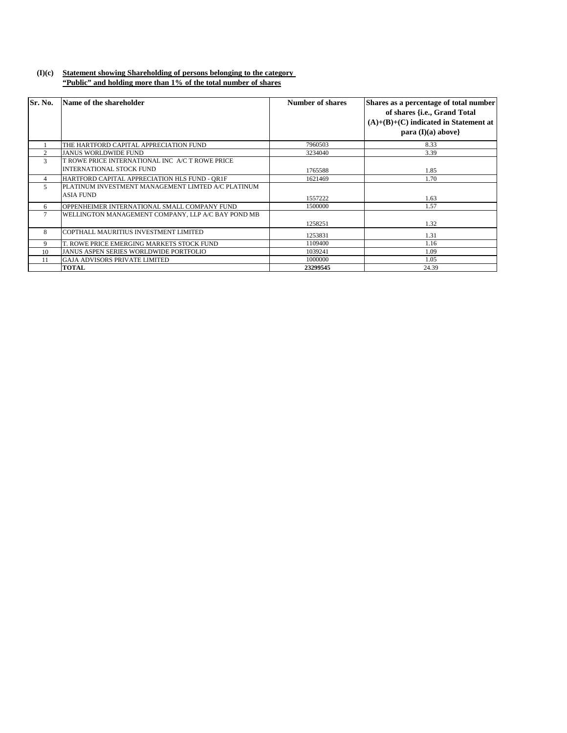**(I)(c) Statement showing Shareholding of persons belonging to the category "Public" and holding more than 1% of the total number of shares**

| Sr. No. | Name of the shareholder | Number of shares | Shares as a percentage of total number of shares {i.e., Grand Total (A)+(B)+(C) indicated in Statement at para (I)(a) above} |
|---|---|---|---|
| 1 | THE HARTFORD CAPITAL APPRECIATION FUND | 7960503 | 8.33 |
| 2 | JANUS WORLDWIDE FUND | 3234040 | 3.39 |
| 3 | T ROWE PRICE INTERNATIONAL INC A/C T ROWE PRICE INTERNATIONAL STOCK FUND | 1765588 | 1.85 |
| 4 | HARTFORD CAPITAL APPRECIATION HLS FUND - QR1F | 1621469 | 1.70 |
| 5 | PLATINUM INVESTMENT MANAGEMENT LIMTED A/C PLATINUM ASIA FUND | 1557222 | 1.63 |
| 6 | OPPENHEIMER INTERNATIONAL SMALL COMPANY FUND | 1500000 | 1.57 |
| 7 | WELLINGTON MANAGEMENT COMPANY, LLP A/C BAY POND MB | 1258251 | 1.32 |
| 8 | COPTHALL MAURITIUS INVESTMENT LIMITED | 1253831 | 1.31 |
| 9 | T. ROWE PRICE EMERGING MARKETS STOCK FUND | 1109400 | 1.16 |
| 10 | JANUS ASPEN SERIES WORLDWIDE PORTFOLIO | 1039241 | 1.09 |
| 11 | GAJA ADVISORS PRIVATE LIMITED | 1000000 | 1.05 |
| | **TOTAL** | **23299545** | 24.39 |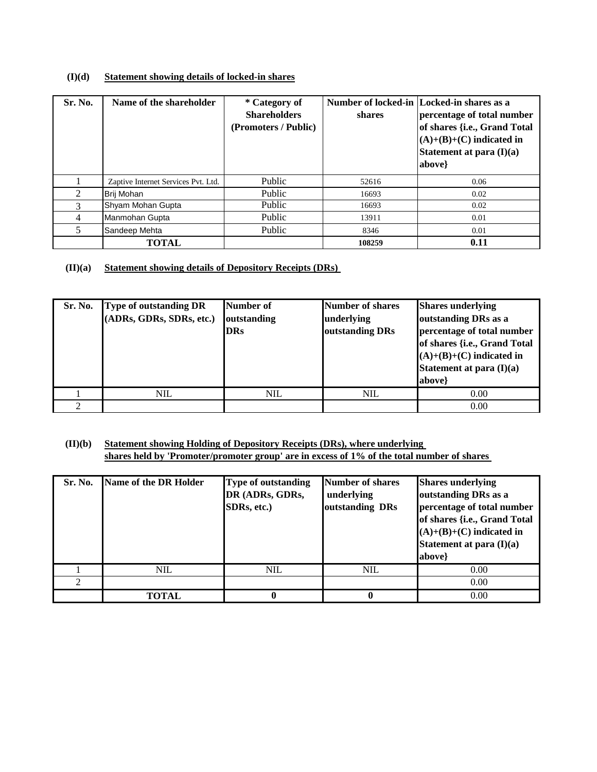**(I)(d) Statement showing details of locked-in shares**

| Sr. No. | Name of the shareholder | * Category of Shareholders (Promoters / Public) | Number of locked-in shares | Locked-in shares as a percentage of total number of shares {i.e., Grand Total (A)+(B)+(C) indicated in Statement at para (I)(a) above} |
|---|---|---|---|---|
| 1 | Zaptive Internet Services Pvt. Ltd. | Public | 52616 | 0.06 |
| 2 | Brij Mohan | Public | 16693 | 0.02 |
| 3 | Shyam Mohan Gupta | Public | 16693 | 0.02 |
| 4 | Manmohan Gupta | Public | 13911 | 0.01 |
| 5 | Sandeep Mehta | Public | 8346 | 0.01 |
| | **TOTAL** | | **108259** | **0.11** |

**(II)(a) Statement showing details of Depository Receipts (DRs)**

| Sr. No. | Type of outstanding DR (ADRs, GDRs, SDRs, etc.) | Number of outstanding DRs | Number of shares underlying outstanding DRs | Shares underlying outstanding DRs as a percentage of total number of shares {i.e., Grand Total (A)+(B)+(C) indicated in Statement at para (I)(a) above} |
|---|---|---|---|---|
| 1 | NIL | NIL | NIL | 0.00 |
| 2 | | | | 0.00 |

**(II)(b) Statement showing Holding of Depository Receipts (DRs), where underlying shares held by 'Promoter/promoter group' are in excess of 1% of the total number of shares**

| Sr. No. | Name of the DR Holder | Type of outstanding DR (ADRs, GDRs, SDRs, etc.) | Number of shares underlying outstanding DRs | Shares underlying outstanding DRs as a percentage of total number of shares {i.e., Grand Total (A)+(B)+(C) indicated in Statement at para (I)(a) above} |
|---|---|---|---|---|
| 1 | NIL | NIL | NIL | 0.00 |
| 2 | | | | 0.00 |
| | **TOTAL** | **0** | **0** | 0.00 |